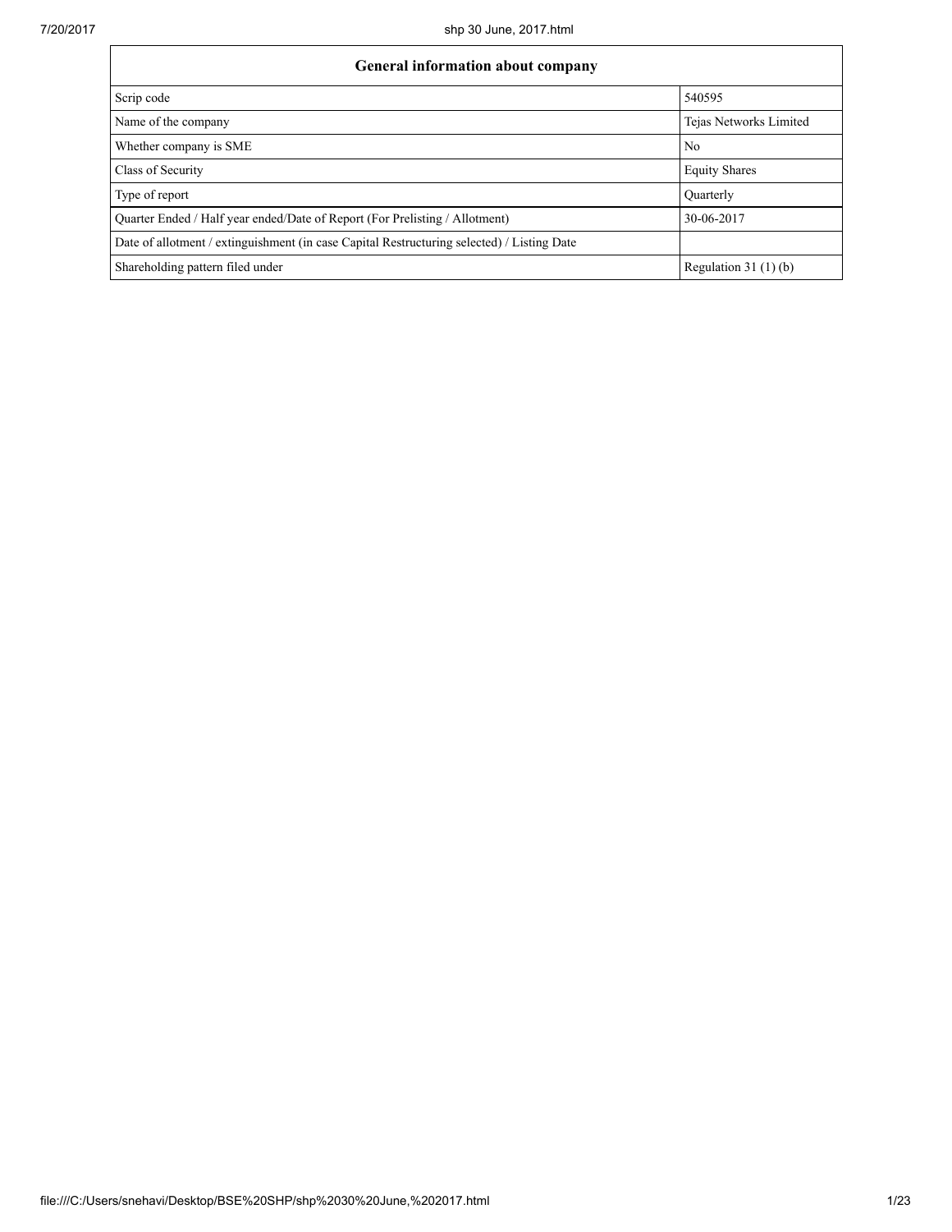| General information about company | |
| --- | --- |
| Scrip code | 540595 |
| Name of the company | Tejas Networks Limited |
| Whether company is SME | No |
| Class of Security | Equity Shares |
| Type of report | Quarterly |
| Quarter Ended / Half year ended/Date of Report (For Prelisting / Allotment) | 30-06-2017 |
| Date of allotment / extinguishment (in case Capital Restructuring selected) / Listing Date | |
| Shareholding pattern filed under | Regulation 31 (1) (b) |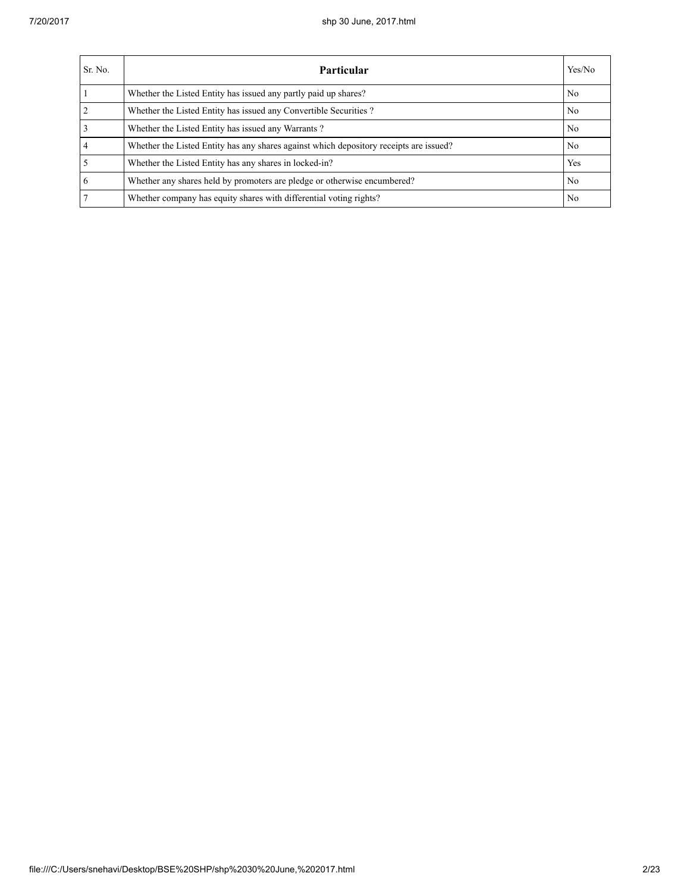| Sr. No. | Particular | Yes/No |
|---|---|---|
| 1 | Whether the Listed Entity has issued any partly paid up shares? | No |
| 2 | Whether the Listed Entity has issued any Convertible Securities ? | No |
| 3 | Whether the Listed Entity has issued any Warrants ? | No |
| 4 | Whether the Listed Entity has any shares against which depository receipts are issued? | No |
| 5 | Whether the Listed Entity has any shares in locked-in? | Yes |
| 6 | Whether any shares held by promoters are pledge or otherwise encumbered? | No |
| 7 | Whether company has equity shares with differential voting rights? | No |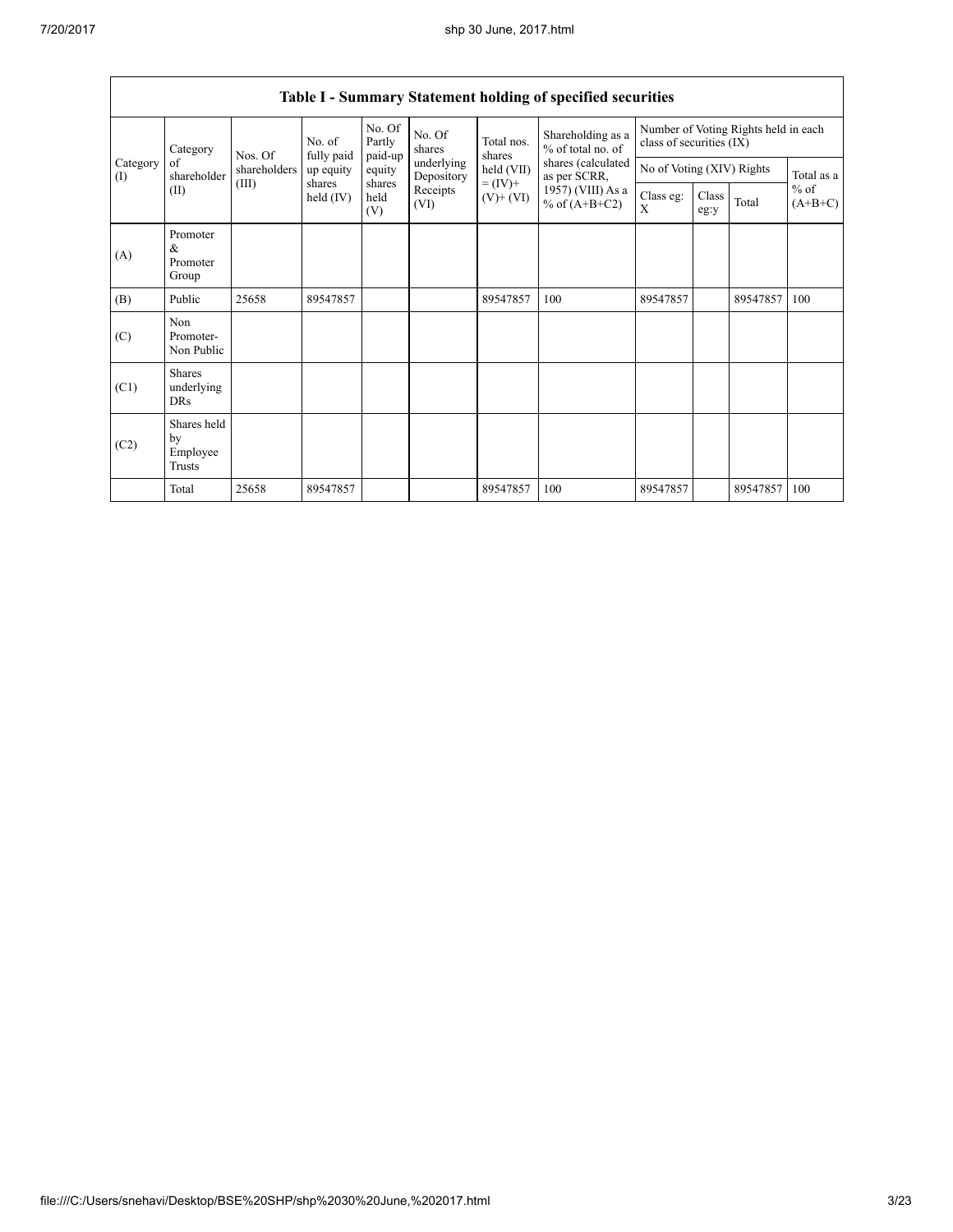## Table I - Summary Statement holding of specified securities

| Category (I) | Category of shareholder (II) | Nos. Of shareholders (III) | No. of fully paid up equity shares held (IV) | No. Of Partly paid-up equity shares held (V) | No. Of shares underlying Depository Receipts (VI) | Total nos. shares held (VII) = (IV)+ (V)+ (VI) | Shareholding as a % of total no. of shares (calculated as per SCRR, 1957) (VIII) As a % of (A+B+C2) | Number of Voting Rights held in each class of securities (IX) | | | |
|---|---|---|---|---|---|---|---|---|---|---|---|
| | | | | | | | | No of Voting (XIV) Rights | | | Total as a % of (A+B+C) |
| | | | | | | | | Class eg: X | Class eg:y | Total | |
| (A) | Promoter & Promoter Group | | | | | | | | | | |
| (B) | Public | 25658 | 89547857 | | | 89547857 | 100 | 89547857 | | 89547857 | 100 |
| (C) | Non Promoter- Non Public | | | | | | | | | | |
| (C1) | Shares underlying DRs | | | | | | | | | | |
| (C2) | Shares held by Employee Trusts | | | | | | | | | | |
| | Total | 25658 | 89547857 | | | 89547857 | 100 | 89547857 | | 89547857 | 100 |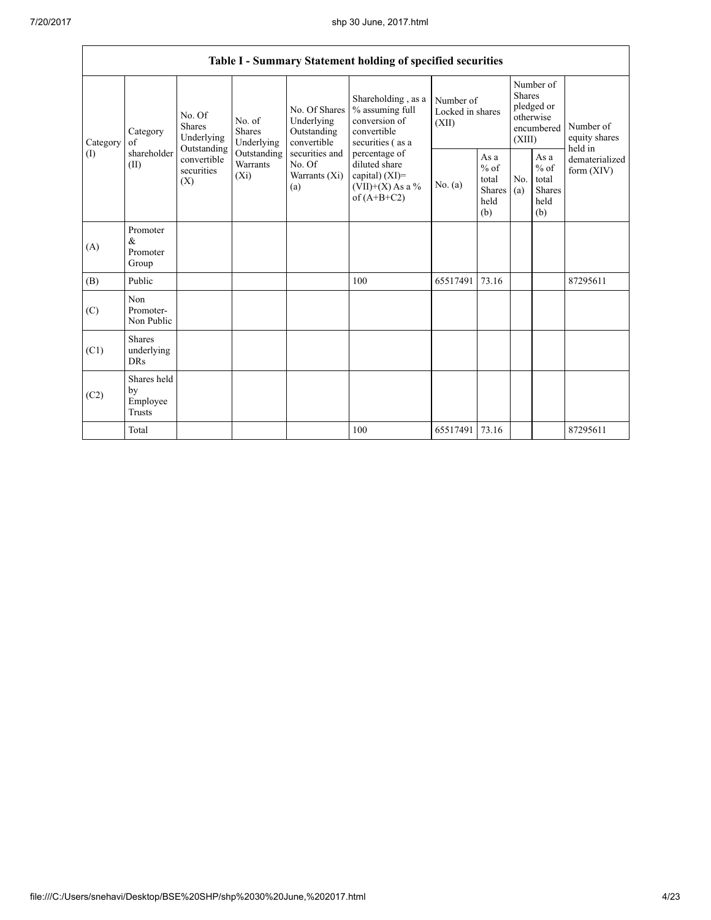| Table I - Summary Statement holding of specified securities | | | | | | | | | | |
|---|---|---|---|---|---|---|---|---|---|---|
| Category (I) | Category of shareholder (II) | No. Of Shares Underlying Outstanding convertible securities (X) | No. of Shares Underlying Outstanding Warrants (Xi) | No. Of Shares Underlying Outstanding convertible securities and No. Of Warrants (Xi) (a) | Shareholding , as a % assuming full conversion of convertible securities ( as a percentage of diluted share capital) (XI)= (VII)+(X) As a % of (A+B+C2) | Number of Locked in shares (XII) | | Number of Shares pledged or otherwise encumbered (XIII) | | Number of equity shares held in dematerialized form (XIV) |
| | | | | | | No. (a) | As a % of total Shares held (b) | No. (a) | As a % of total Shares held (b) | |
| (A) | Promoter & Promoter Group | | | | | | | | | |
| (B) | Public | | | | 100 | 65517491 | 73.16 | | | 87295611 |
| (C) | Non Promoter- Non Public | | | | | | | | | |
| (C1) | Shares underlying DRs | | | | | | | | | |
| (C2) | Shares held by Employee Trusts | | | | | | | | | |
| | Total | | | | 100 | 65517491 | 73.16 | | | 87295611 |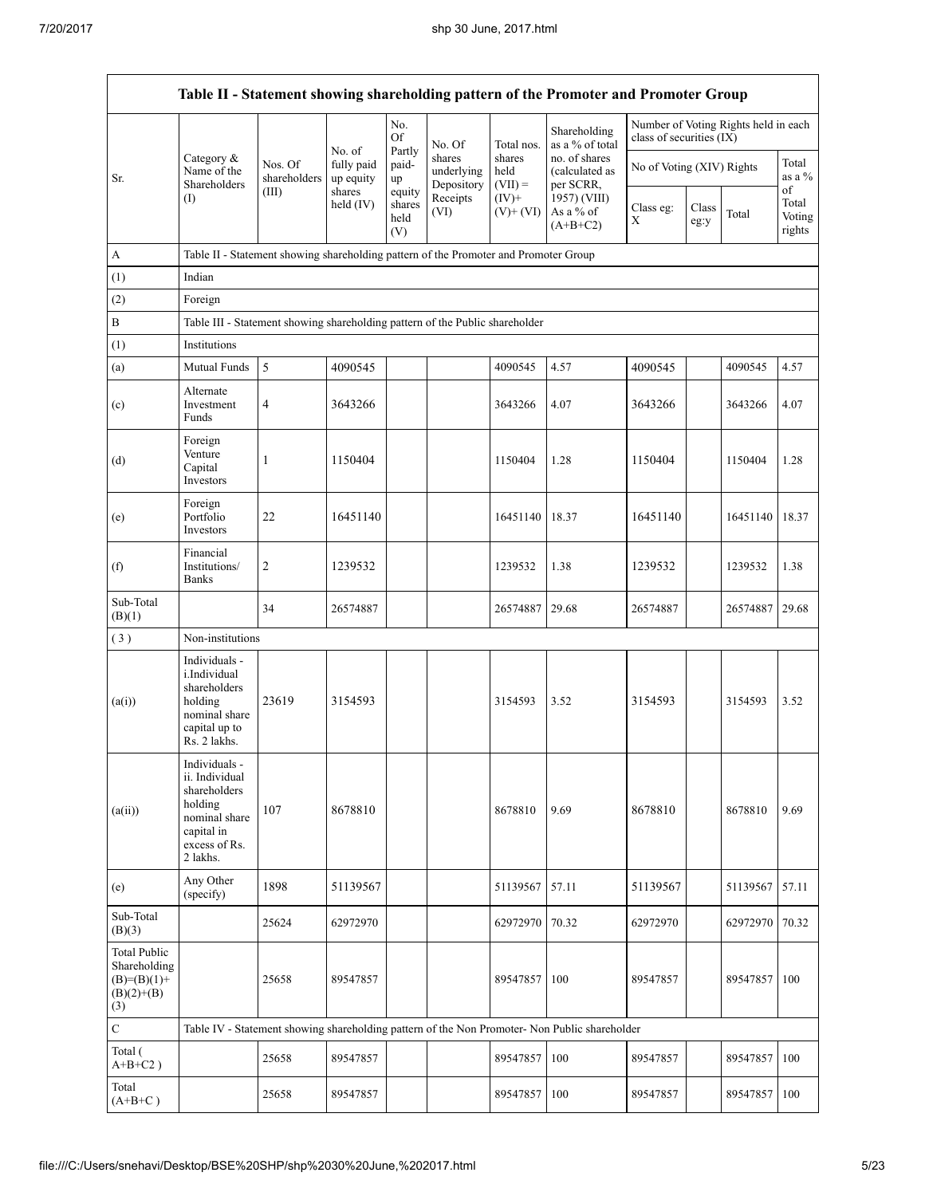| Table II - Statement showing shareholding pattern of the Promoter and Promoter Group | | | | | | | | | | | | |
|---|---|---|---|---|---|---|---|---|---|---|---|---|
| Sr. | Category & Name of the Shareholders (I) | Nos. Of shareholders (III) | No. of fully paid up equity shares held (IV) | No. Of Partly paid-up equity shares held (V) | No. Of shares underlying Depository Receipts (VI) | Total nos. shares held (VII) = (IV)+ (V)+ (VI) | Shareholding as a % of total no. of shares (calculated as per SCRR, 1957) (VIII) As a % of (A+B+C2) | Number of Voting Rights held in each class of securities (IX) | | | |
| | | | | | | | | No of Voting (XIV) Rights | | | Total as a % of Total Voting rights |
| | | | | | | | | Class eg: X | Class eg:y | Total | |
| A | Table II - Statement showing shareholding pattern of the Promoter and Promoter Group | | | | | | | | | | |
| (1) | Indian | | | | | | | | | | |
| (2) | Foreign | | | | | | | | | | |
| B | Table III - Statement showing shareholding pattern of the Public shareholder | | | | | | | | | | |
| (1) | Institutions | | | | | | | | | | |
| (a) | Mutual Funds | 5 | 4090545 | | | 4090545 | 4.57 | 4090545 | | 4090545 | 4.57 |
| (c) | Alternate Investment Funds | 4 | 3643266 | | | 3643266 | 4.07 | 3643266 | | 3643266 | 4.07 |
| (d) | Foreign Venture Capital Investors | 1 | 1150404 | | | 1150404 | 1.28 | 1150404 | | 1150404 | 1.28 |
| (e) | Foreign Portfolio Investors | 22 | 16451140 | | | 16451140 | 18.37 | 16451140 | | 16451140 | 18.37 |
| (f) | Financial Institutions/ Banks | 2 | 1239532 | | | 1239532 | 1.38 | 1239532 | | 1239532 | 1.38 |
| Sub-Total (B)(1) | | 34 | 26574887 | | | 26574887 | 29.68 | 26574887 | | 26574887 | 29.68 |
| (3) | Non-institutions | | | | | | | | | | |
| (a(i)) | Individuals - i.Individual shareholders holding nominal share capital up to Rs. 2 lakhs. | 23619 | 3154593 | | | 3154593 | 3.52 | 3154593 | | 3154593 | 3.52 |
| (a(ii)) | Individuals - ii. Individual shareholders holding nominal share capital in excess of Rs. 2 lakhs. | 107 | 8678810 | | | 8678810 | 9.69 | 8678810 | | 8678810 | 9.69 |
| (e) | Any Other (specify) | 1898 | 51139567 | | | 51139567 | 57.11 | 51139567 | | 51139567 | 57.11 |
| Sub-Total (B)(3) | | 25624 | 62972970 | | | 62972970 | 70.32 | 62972970 | | 62972970 | 70.32 |
| Total Public Shareholding (B)=(B)(1)+(B)(2)+(B)(3) | | 25658 | 89547857 | | | 89547857 | 100 | 89547857 | | 89547857 | 100 |
| C | Table IV - Statement showing shareholding pattern of the Non Promoter- Non Public shareholder | | | | | | | | | | |
| Total ( A+B+C2 ) | | 25658 | 89547857 | | | 89547857 | 100 | 89547857 | | 89547857 | 100 |
| Total (A+B+C ) | | 25658 | 89547857 | | | 89547857 | 100 | 89547857 | | 89547857 | 100 |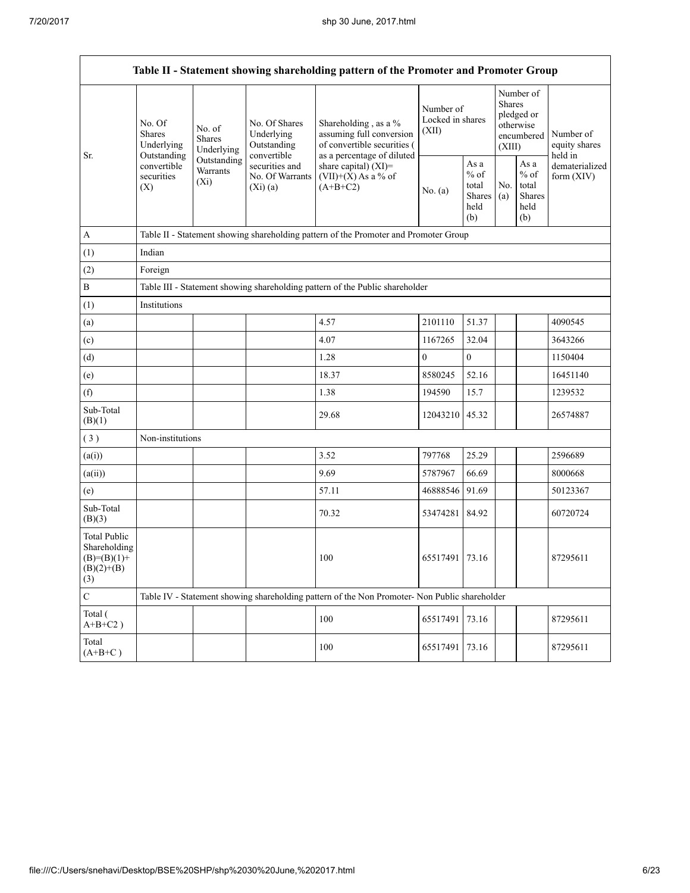| Table II - Statement showing shareholding pattern of the Promoter and Promoter Group | | | | | | | | | |
|---|---|---|---|---|---|---|---|---|---|
| Sr. | No. Of Shares Underlying Outstanding convertible securities (X) | No. of Shares Underlying Outstanding Warrants (Xi) | No. Of Shares Underlying Outstanding convertible securities and No. Of Warrants (Xi) (a) | Shareholding , as a % assuming full conversion of convertible securities ( as a percentage of diluted share capital) (XI)= (VII)+(X) As a % of (A+B+C2) | Number of Locked in shares (XII) | | Number of Shares pledged or otherwise encumbered (XIII) | | Number of equity shares held in dematerialized form (XIV) |
| | | | | | No. (a) | As a % of total Shares held (b) | No. (a) | As a % of total Shares held (b) | |
| A | Table II - Statement showing shareholding pattern of the Promoter and Promoter Group | | | | | | | | |
| (1) | Indian | | | | | | | | |
| (2) | Foreign | | | | | | | | |
| B | Table III - Statement showing shareholding pattern of the Public shareholder | | | | | | | | |
| (1) | Institutions | | | | | | | | |
| (a) | | | | 4.57 | 2101110 | 51.37 | | | 4090545 |
| (c) | | | | 4.07 | 1167265 | 32.04 | | | 3643266 |
| (d) | | | | 1.28 | 0 | 0 | | | 1150404 |
| (e) | | | | 18.37 | 8580245 | 52.16 | | | 16451140 |
| (f) | | | | 1.38 | 194590 | 15.7 | | | 1239532 |
| Sub-Total (B)(1) | | | | 29.68 | 12043210 | 45.32 | | | 26574887 |
| ( 3 ) | Non-institutions | | | | | | | | |
| (a(i)) | | | | 3.52 | 797768 | 25.29 | | | 2596689 |
| (a(ii)) | | | | 9.69 | 5787967 | 66.69 | | | 8000668 |
| (e) | | | | 57.11 | 46888546 | 91.69 | | | 50123367 |
| Sub-Total (B)(3) | | | | 70.32 | 53474281 | 84.92 | | | 60720724 |
| Total Public Shareholding (B)=(B)(1)+(B)(2)+(B)(3) | | | | 100 | 65517491 | 73.16 | | | 87295611 |
| C | Table IV - Statement showing shareholding pattern of the Non Promoter- Non Public shareholder | | | | | | | | |
| Total ( A+B+C2 ) | | | | 100 | 65517491 | 73.16 | | | 87295611 |
| Total (A+B+C ) | | | | 100 | 65517491 | 73.16 | | | 87295611 |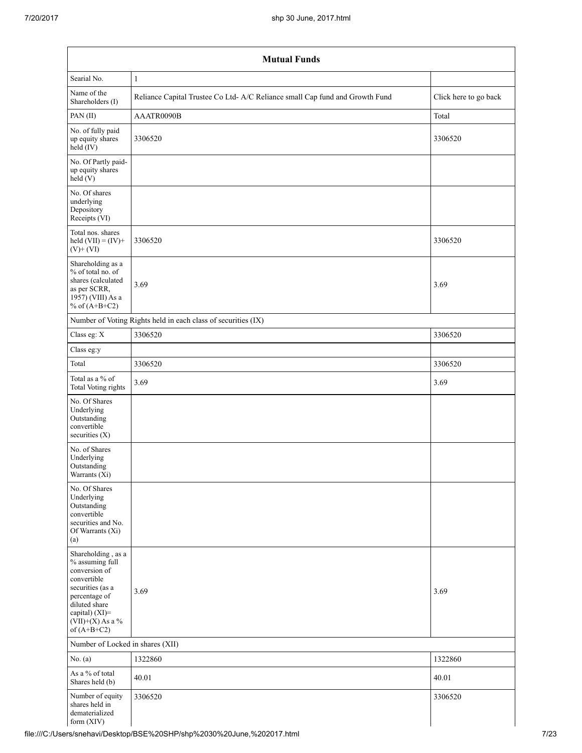| Mutual Funds | | |
|---|---|---|
| Searial No. | 1 | |
| Name of the Shareholders (I) | Reliance Capital Trustee Co Ltd- A/C Reliance small Cap fund and Growth Fund | Click here to go back |
| PAN (II) | AAATR0090B | Total |
| No. of fully paid up equity shares held (IV) | 3306520 | 3306520 |
| No. Of Partly paid-up equity shares held (V) | | |
| No. Of shares underlying Depository Receipts (VI) | | |
| Total nos. shares held (VII) = (IV)+ (V)+ (VI) | 3306520 | 3306520 |
| Shareholding as a % of total no. of shares (calculated as per SCRR, 1957) (VIII) As a % of (A+B+C2) | 3.69 | 3.69 |
| Number of Voting Rights held in each class of securities (IX) | | |
| Class eg: X | 3306520 | 3306520 |
| Class eg:y | | |
| Total | 3306520 | 3306520 |
| Total as a % of Total Voting rights | 3.69 | 3.69 |
| No. Of Shares Underlying Outstanding convertible securities (X) | | |
| No. of Shares Underlying Outstanding Warrants (Xi) | | |
| No. Of Shares Underlying Outstanding convertible securities and No. Of Warrants (Xi) (a) | | |
| Shareholding , as a % assuming full conversion of convertible securities (as a percentage of diluted share capital) (XI)= (VII)+(X) As a % of (A+B+C2) | 3.69 | 3.69 |
| Number of Locked in shares (XII) | | |
| No. (a) | 1322860 | 1322860 |
| As a % of total Shares held (b) | 40.01 | 40.01 |
| Number of equity shares held in dematerialized form (XIV) | 3306520 | 3306520 |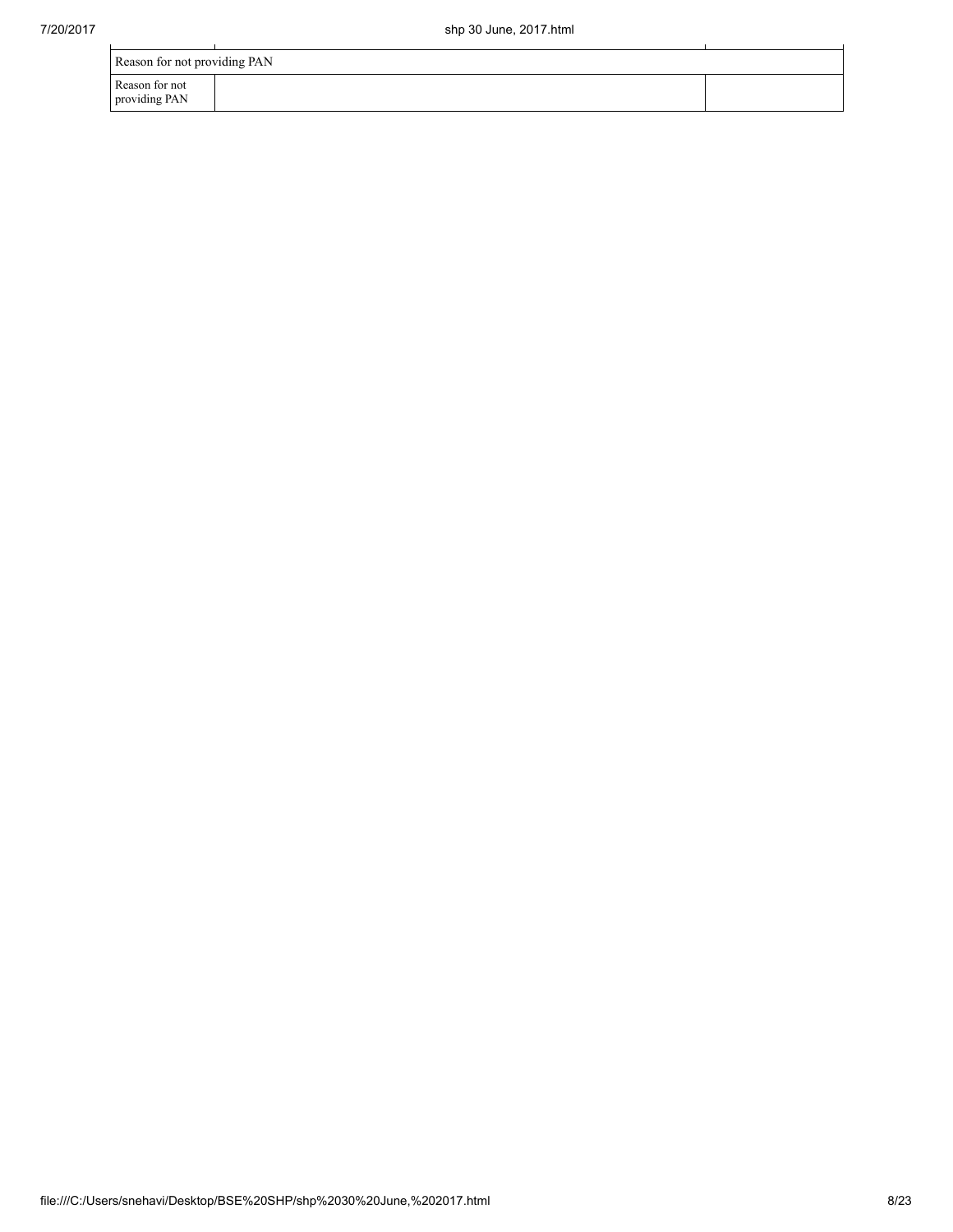| | | |
|---|---|---|
| Reason for not providing PAN | | |
| Reason for not providing PAN | | |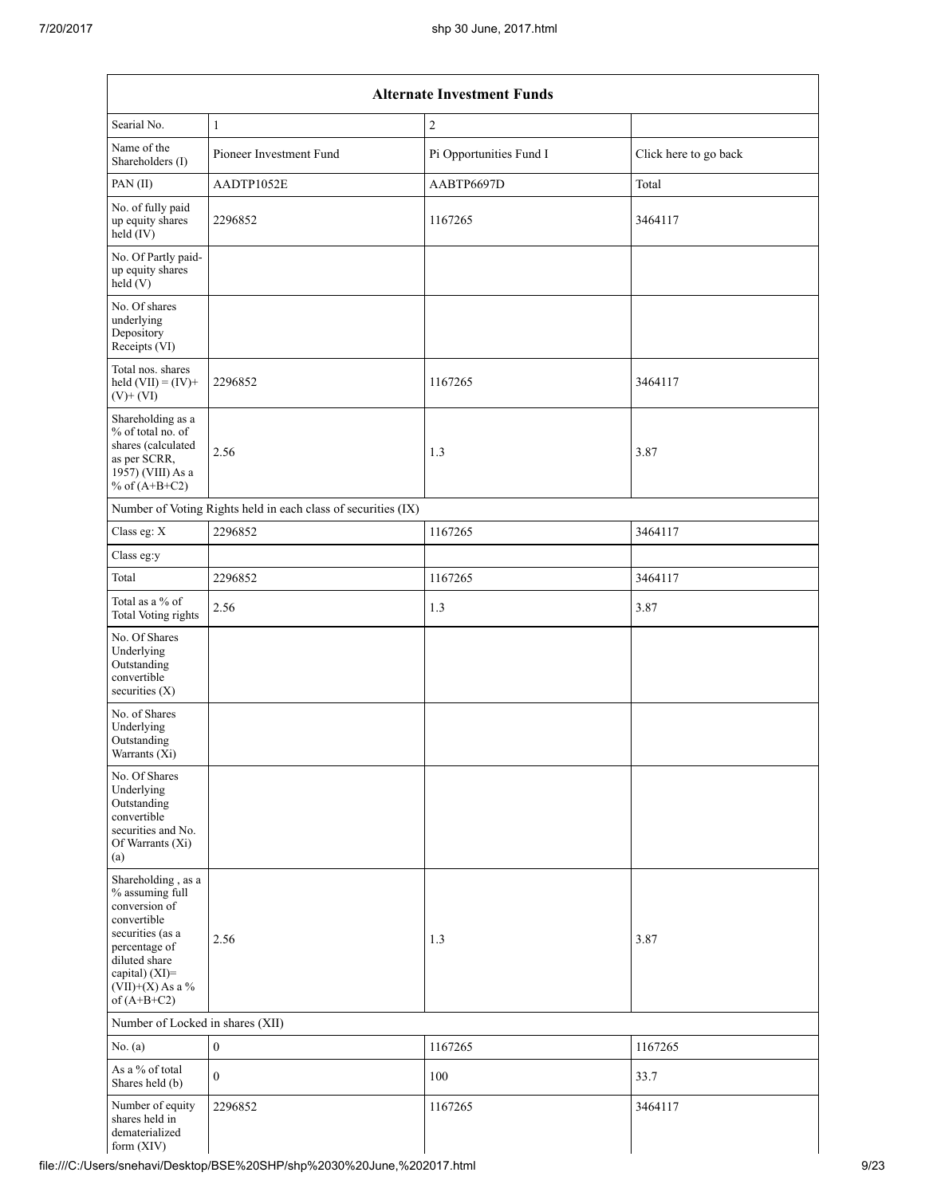| Alternate Investment Funds | | | |
|---|---|---|---|
| Searial No. | 1 | 2 | |
| Name of the Shareholders (I) | Pioneer Investment Fund | Pi Opportunities Fund I | Click here to go back |
| PAN (II) | AADTP1052E | AABTP6697D | Total |
| No. of fully paid up equity shares held (IV) | 2296852 | 1167265 | 3464117 |
| No. Of Partly paid-up equity shares held (V) | | | |
| No. Of shares underlying Depository Receipts (VI) | | | |
| Total nos. shares held (VII) = (IV)+ (V)+ (VI) | 2296852 | 1167265 | 3464117 |
| Shareholding as a % of total no. of shares (calculated as per SCRR, 1957) (VIII) As a % of (A+B+C2) | 2.56 | 1.3 | 3.87 |
| Number of Voting Rights held in each class of securities (IX) | | | |
| Class eg: X | 2296852 | 1167265 | 3464117 |
| Class eg:y | | | |
| Total | 2296852 | 1167265 | 3464117 |
| Total as a % of Total Voting rights | 2.56 | 1.3 | 3.87 |
| No. Of Shares Underlying Outstanding convertible securities (X) | | | |
| No. of Shares Underlying Outstanding Warrants (Xi) | | | |
| No. Of Shares Underlying Outstanding convertible securities and No. Of Warrants (Xi) (a) | | | |
| Shareholding , as a % assuming full conversion of convertible securities (as a percentage of diluted share capital) (XI)= (VII)+(X) As a % of (A+B+C2) | 2.56 | 1.3 | 3.87 |
| Number of Locked in shares (XII) | | | |
| No. (a) | 0 | 1167265 | 1167265 |
| As a % of total Shares held (b) | 0 | 100 | 33.7 |
| Number of equity shares held in dematerialized form (XIV) | 2296852 | 1167265 | 3464117 |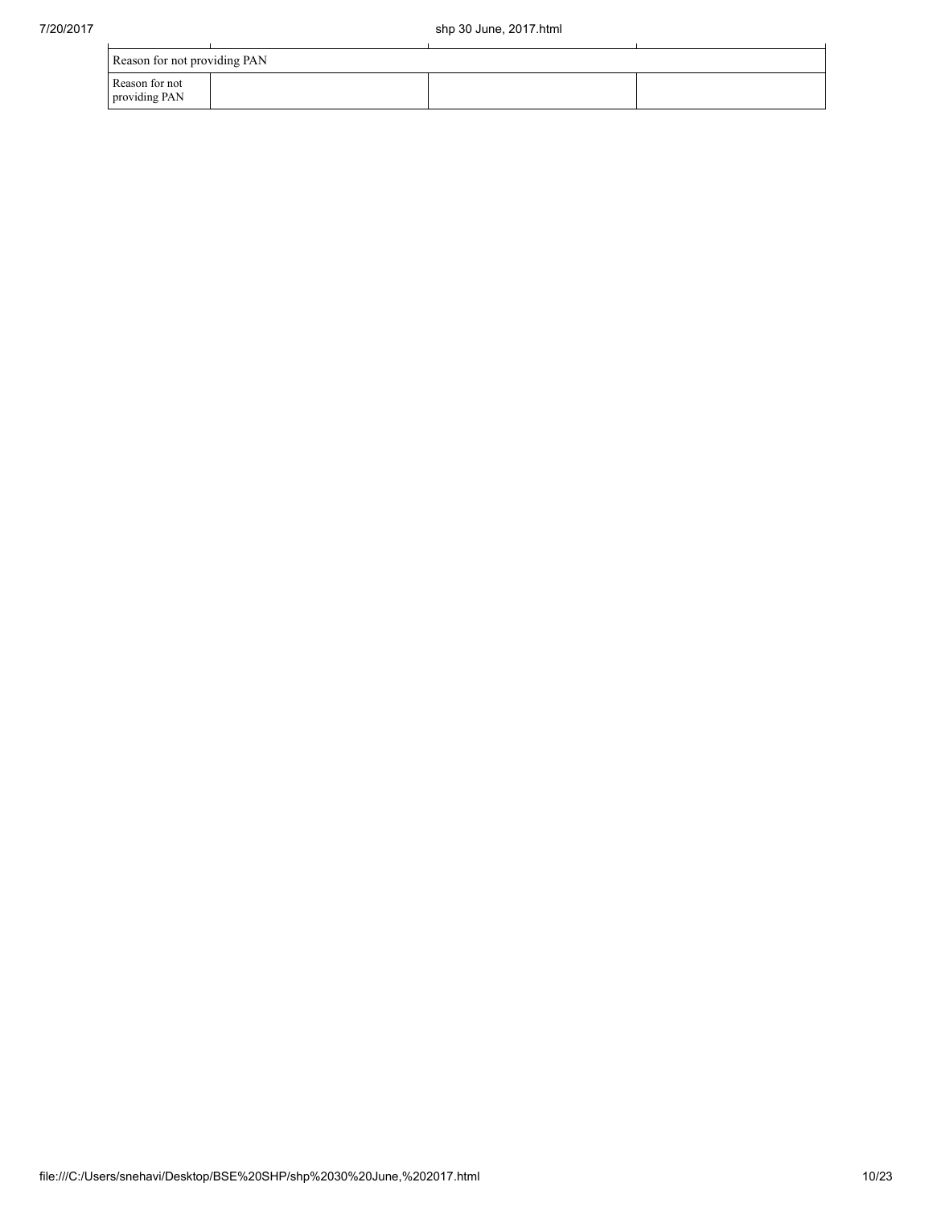| | | | |
|---|---|---|---|
| Reason for not providing PAN | | | |
| Reason for not providing PAN | | | |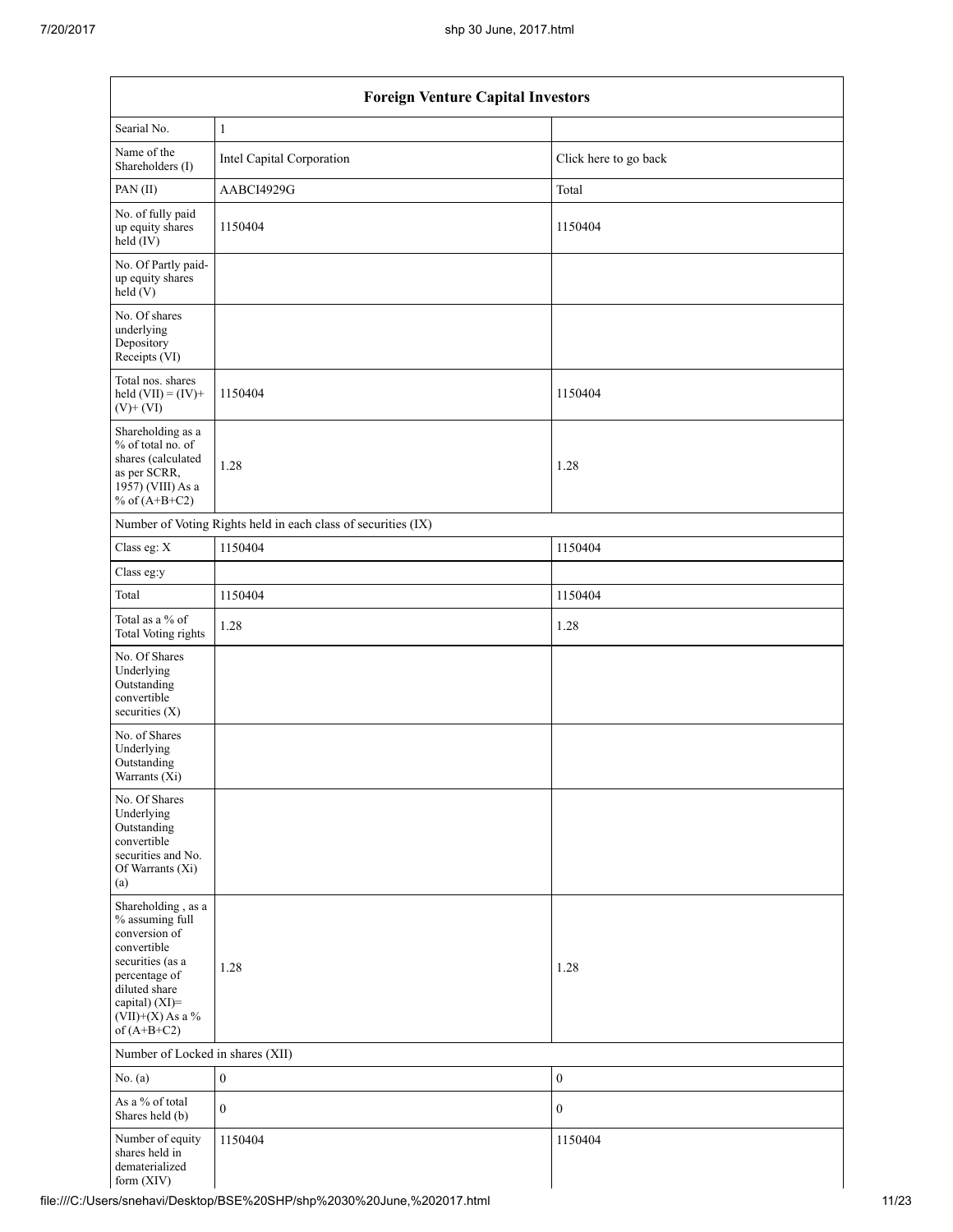| Foreign Venture Capital Investors | | |
|---|---|---|
| Searial No. | 1 | |
| Name of the Shareholders (I) | Intel Capital Corporation | Click here to go back |
| PAN (II) | AABCI4929G | Total |
| No. of fully paid up equity shares held (IV) | 1150404 | 1150404 |
| No. Of Partly paid-up equity shares held (V) | | |
| No. Of shares underlying Depository Receipts (VI) | | |
| Total nos. shares held (VII) = (IV)+ (V)+ (VI) | 1150404 | 1150404 |
| Shareholding as a % of total no. of shares (calculated as per SCRR, 1957) (VIII) As a % of (A+B+C2) | 1.28 | 1.28 |
| Number of Voting Rights held in each class of securities (IX) | | |
| Class eg: X | 1150404 | 1150404 |
| Class eg:y | | |
| Total | 1150404 | 1150404 |
| Total as a % of Total Voting rights | 1.28 | 1.28 |
| No. Of Shares Underlying Outstanding convertible securities (X) | | |
| No. of Shares Underlying Outstanding Warrants (Xi) | | |
| No. Of Shares Underlying Outstanding convertible securities and No. Of Warrants (Xi) (a) | | |
| Shareholding , as a % assuming full conversion of convertible securities (as a percentage of diluted share capital) (XI)= (VII)+(X) As a % of (A+B+C2) | 1.28 | 1.28 |
| Number of Locked in shares (XII) | | |
| No. (a) | 0 | 0 |
| As a % of total Shares held (b) | 0 | 0 |
| Number of equity shares held in dematerialized form (XIV) | 1150404 | 1150404 |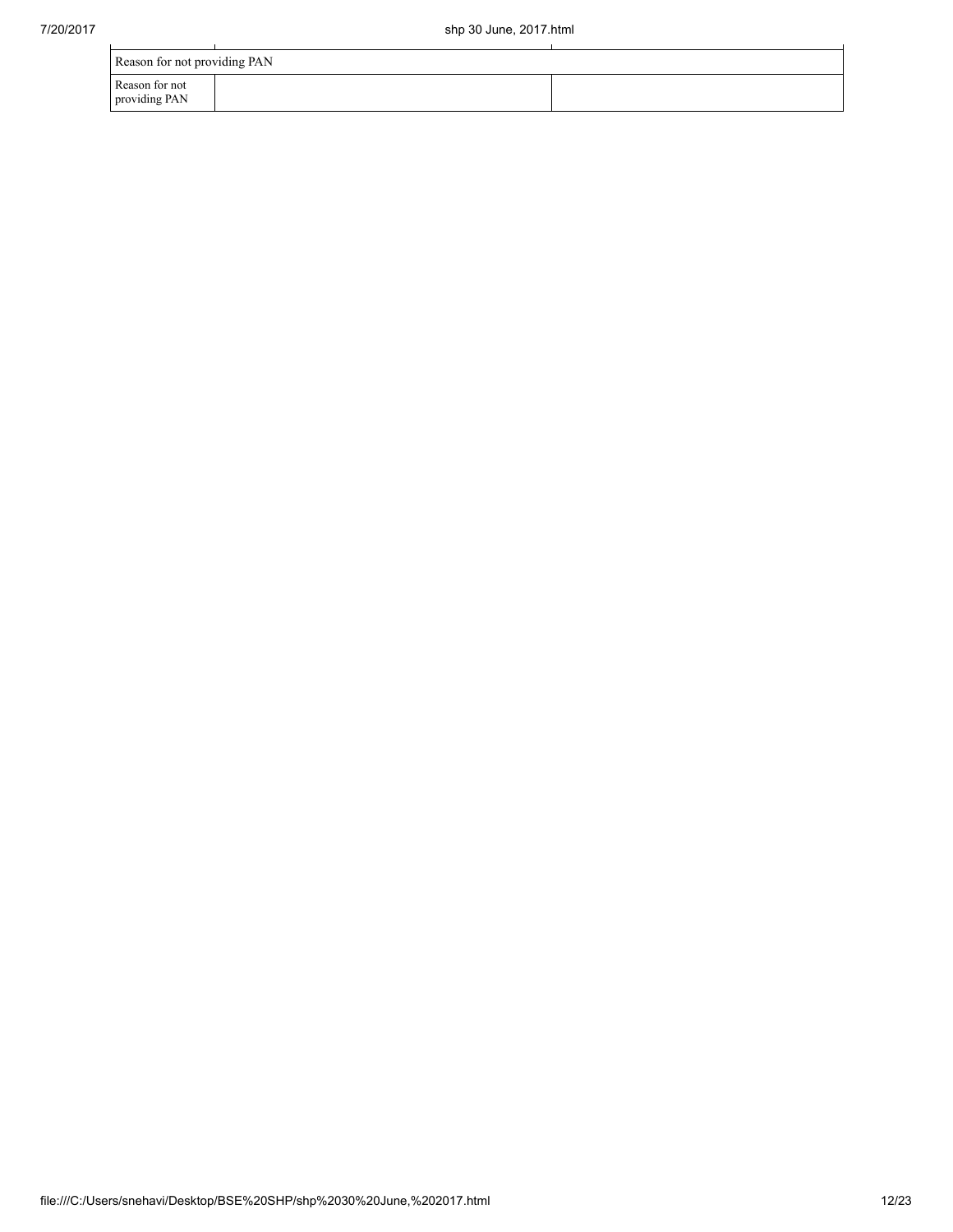| | | |
|---|---|---|
| Reason for not providing PAN | | |
| Reason for not providing PAN | | |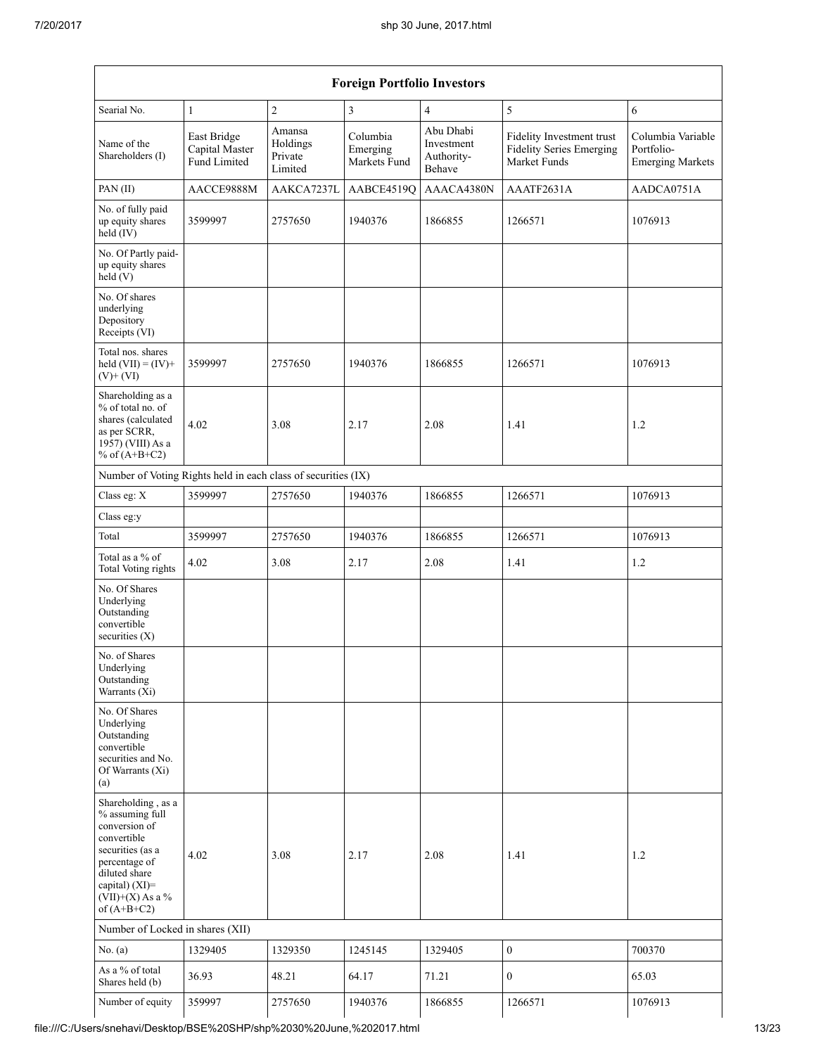| Foreign Portfolio Investors | | | | | | |
|---|---|---|---|---|---|---|
| Searial No. | 1 | 2 | 3 | 4 | 5 | 6 |
| Name of the Shareholders (I) | East Bridge Capital Master Fund Limited | Amansa Holdings Private Limited | Columbia Emerging Markets Fund | Abu Dhabi Investment Authority-Behave | Fidelity Investment trust Fidelity Series Emerging Market Funds | Columbia Variable Portfolio-Emerging Markets |
| PAN (II) | AACCE9888M | AAKCA7237L | AABCE4519Q | AAACA4380N | AAATF2631A | AADCA0751A |
| No. of fully paid up equity shares held (IV) | 3599997 | 2757650 | 1940376 | 1866855 | 1266571 | 1076913 |
| No. Of Partly paid-up equity shares held (V) | | | | | | |
| No. Of shares underlying Depository Receipts (VI) | | | | | | |
| Total nos. shares held (VII) = (IV)+ (V)+ (VI) | 3599997 | 2757650 | 1940376 | 1866855 | 1266571 | 1076913 |
| Shareholding as a % of total no. of shares (calculated as per SCRR, 1957) (VIII) As a % of (A+B+C2) | 4.02 | 3.08 | 2.17 | 2.08 | 1.41 | 1.2 |
| Number of Voting Rights held in each class of securities (IX) | | | | | | |
| Class eg: X | 3599997 | 2757650 | 1940376 | 1866855 | 1266571 | 1076913 |
| Class eg:y | | | | | | |
| Total | 3599997 | 2757650 | 1940376 | 1866855 | 1266571 | 1076913 |
| Total as a % of Total Voting rights | 4.02 | 3.08 | 2.17 | 2.08 | 1.41 | 1.2 |
| No. Of Shares Underlying Outstanding convertible securities (X) | | | | | | |
| No. of Shares Underlying Outstanding Warrants (Xi) | | | | | | |
| No. Of Shares Underlying Outstanding convertible securities and No. Of Warrants (Xi) (a) | | | | | | |
| Shareholding , as a % assuming full conversion of convertible securities (as a percentage of diluted share capital) (XI)= (VII)+(X) As a % of (A+B+C2) | 4.02 | 3.08 | 2.17 | 2.08 | 1.41 | 1.2 |
| Number of Locked in shares (XII) | | | | | | |
| No. (a) | 1329405 | 1329350 | 1245145 | 1329405 | 0 | 700370 |
| As a % of total Shares held (b) | 36.93 | 48.21 | 64.17 | 71.21 | 0 | 65.03 |
| Number of equity | 359997 | 2757650 | 1940376 | 1866855 | 1266571 | 1076913 |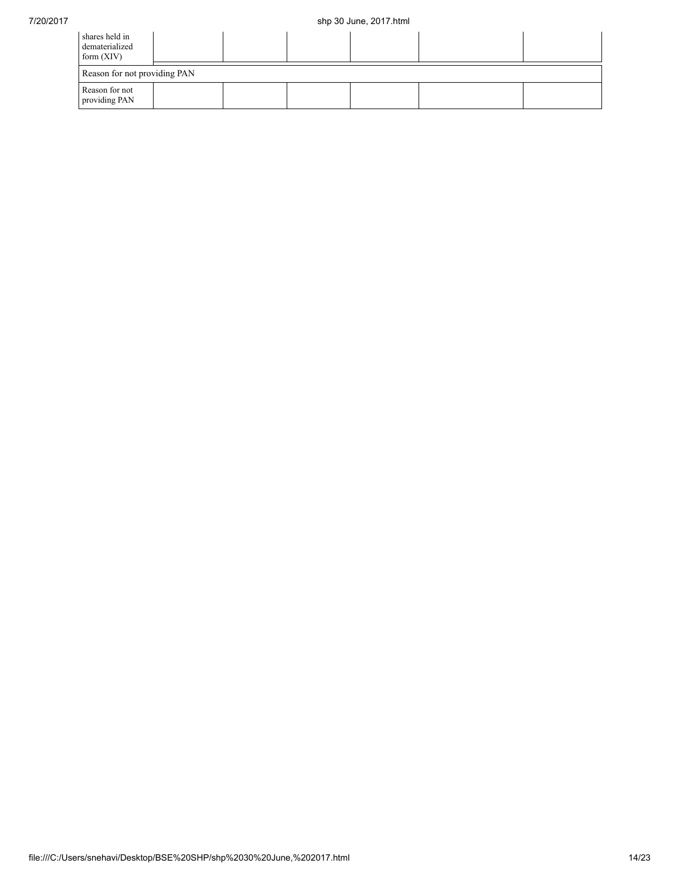| | | | | | | |
|---|---|---|---|---|---|---|
| shares held in dematerialized form (XIV) | | | | | | |
| Reason for not providing PAN | | | | | | |
| Reason for not providing PAN | | | | | | |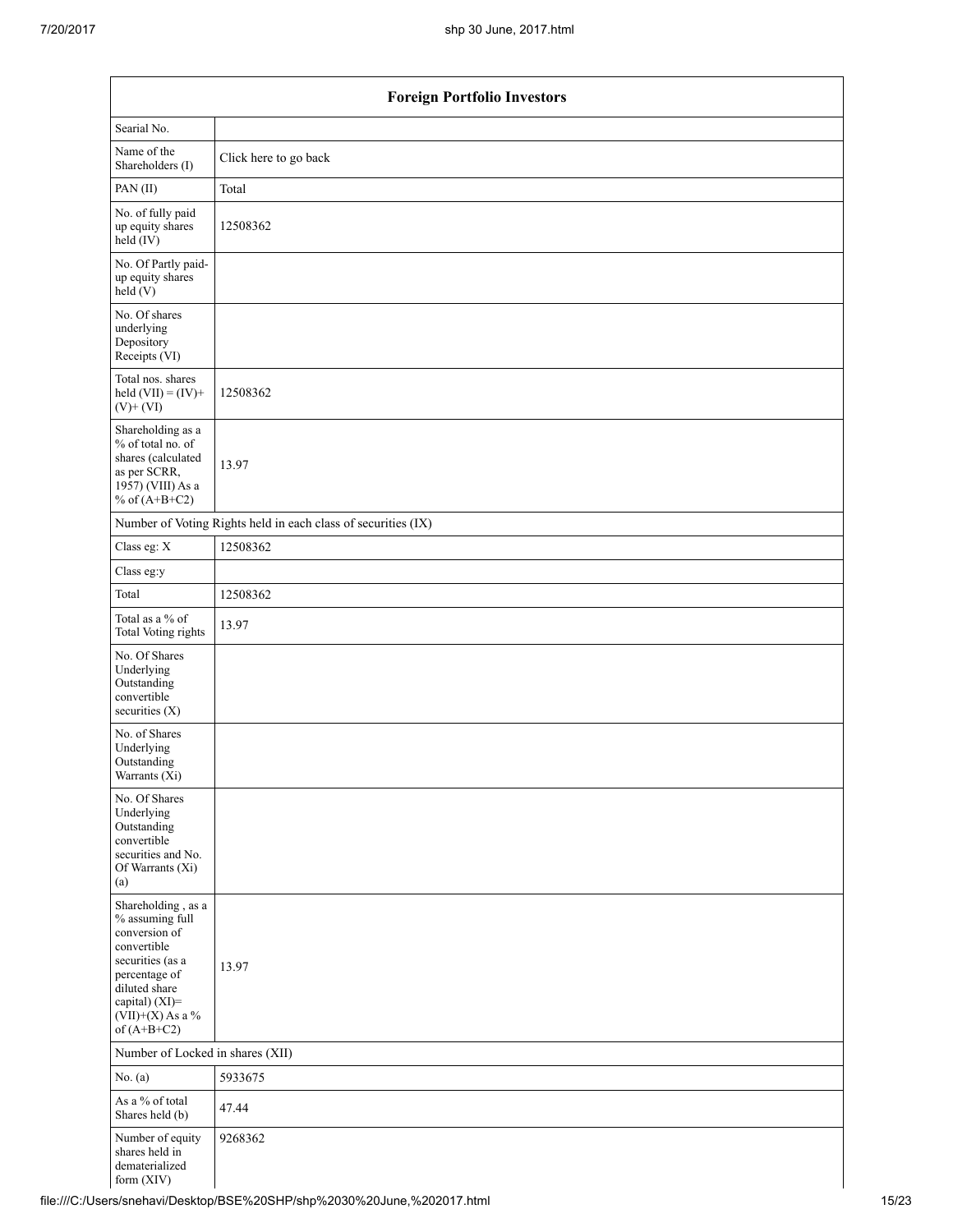| Foreign Portfolio Investors | |
|---|---|
| Searial No. | |
| Name of the Shareholders (I) | Click here to go back |
| PAN (II) | Total |
| No. of fully paid up equity shares held (IV) | 12508362 |
| No. Of Partly paid-up equity shares held (V) | |
| No. Of shares underlying Depository Receipts (VI) | |
| Total nos. shares held (VII) = (IV)+ (V)+ (VI) | 12508362 |
| Shareholding as a % of total no. of shares (calculated as per SCRR, 1957) (VIII) As a % of (A+B+C2) | 13.97 |
| Number of Voting Rights held in each class of securities (IX) | |
| Class eg: X | 12508362 |
| Class eg:y | |
| Total | 12508362 |
| Total as a % of Total Voting rights | 13.97 |
| No. Of Shares Underlying Outstanding convertible securities (X) | |
| No. of Shares Underlying Outstanding Warrants (Xi) | |
| No. Of Shares Underlying Outstanding convertible securities and No. Of Warrants (Xi) (a) | |
| Shareholding , as a % assuming full conversion of convertible securities (as a percentage of diluted share capital) (XI)= (VII)+(X) As a % of (A+B+C2) | 13.97 |
| Number of Locked in shares (XII) | |
| No. (a) | 5933675 |
| As a % of total Shares held (b) | 47.44 |
| Number of equity shares held in dematerialized form (XIV) | 9268362 |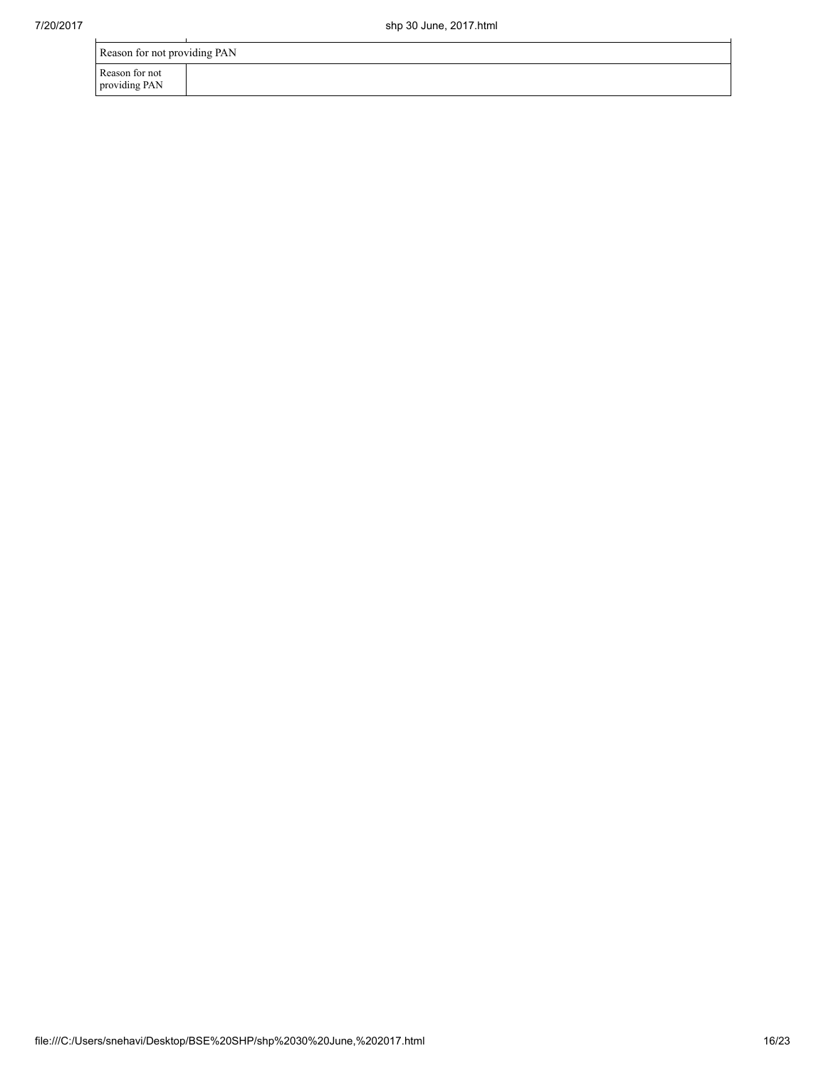| Reason for not providing PAN | |
|---|---|
| Reason for not providing PAN | |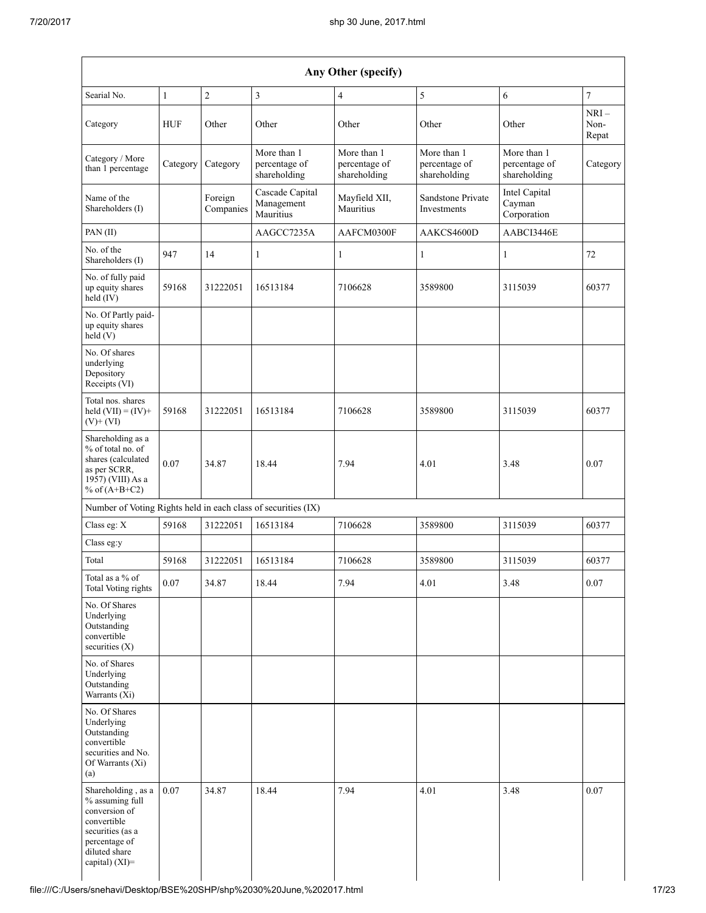| Any Other (specify) | | | | | | | |
|---|---|---|---|---|---|---|---|
| Searial No. | 1 | 2 | 3 | 4 | 5 | 6 | 7 |
| Category | HUF | Other | Other | Other | Other | Other | NRI – Non-Repat |
| Category / More than 1 percentage | Category | Category | More than 1 percentage of shareholding | More than 1 percentage of shareholding | More than 1 percentage of shareholding | More than 1 percentage of shareholding | Category |
| Name of the Shareholders (I) | | Foreign Companies | Cascade Capital Management Mauritius | Mayfield XII, Mauritius | Sandstone Private Investments | Intel Capital Cayman Corporation | |
| PAN (II) | | | AAGCC7235A | AAFCM0300F | AAKCS4600D | AABCI3446E | |
| No. of the Shareholders (I) | 947 | 14 | 1 | 1 | 1 | 1 | 72 |
| No. of fully paid up equity shares held (IV) | 59168 | 31222051 | 16513184 | 7106628 | 3589800 | 3115039 | 60377 |
| No. Of Partly paid-up equity shares held (V) | | | | | | | |
| No. Of shares underlying Depository Receipts (VI) | | | | | | | |
| Total nos. shares held (VII) = (IV)+ (V)+ (VI) | 59168 | 31222051 | 16513184 | 7106628 | 3589800 | 3115039 | 60377 |
| Shareholding as a % of total no. of shares (calculated as per SCRR, 1957) (VIII) As a % of (A+B+C2) | 0.07 | 34.87 | 18.44 | 7.94 | 4.01 | 3.48 | 0.07 |
| Number of Voting Rights held in each class of securities (IX) | | | | | | | |
| Class eg: X | 59168 | 31222051 | 16513184 | 7106628 | 3589800 | 3115039 | 60377 |
| Class eg:y | | | | | | | |
| Total | 59168 | 31222051 | 16513184 | 7106628 | 3589800 | 3115039 | 60377 |
| Total as a % of Total Voting rights | 0.07 | 34.87 | 18.44 | 7.94 | 4.01 | 3.48 | 0.07 |
| No. Of Shares Underlying Outstanding convertible securities (X) | | | | | | | |
| No. of Shares Underlying Outstanding Warrants (Xi) | | | | | | | |
| No. Of Shares Underlying Outstanding convertible securities and No. Of Warrants (Xi) (a) | | | | | | | |
| Shareholding , as a % assuming full conversion of convertible securities (as a percentage of diluted share capital) (XI)= | 0.07 | 34.87 | 18.44 | 7.94 | 4.01 | 3.48 | 0.07 |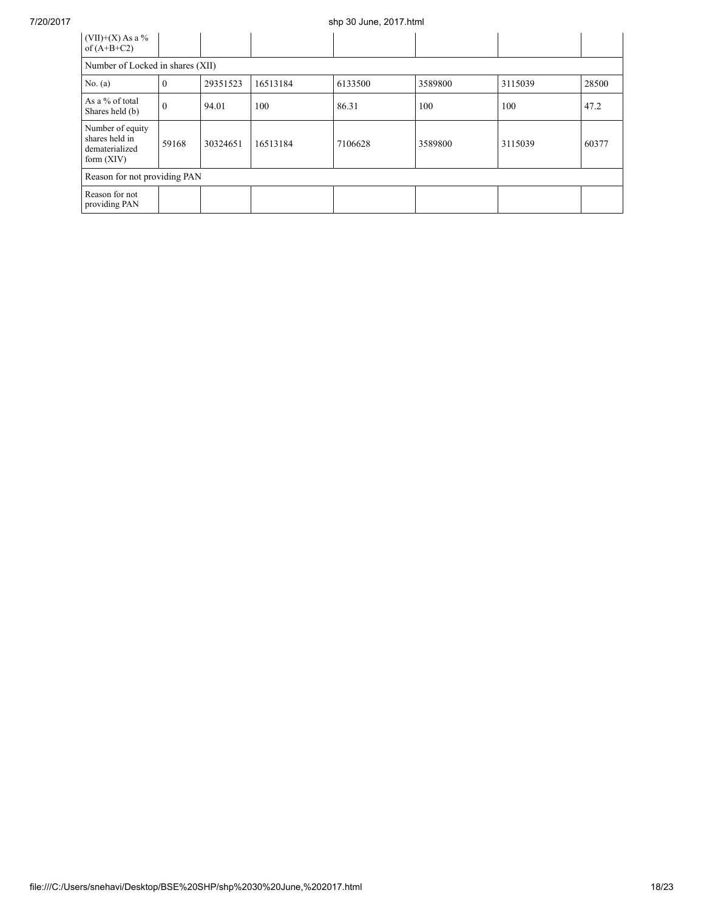| | | | | | | | |
|---|---|---|---|---|---|---|---|
| (VII)+(X) As a % of (A+B+C2) | | | | | | | |
| Number of Locked in shares (XII) | | | | | | | |
| No. (a) | 0 | 29351523 | 16513184 | 6133500 | 3589800 | 3115039 | 28500 |
| As a % of total Shares held (b) | 0 | 94.01 | 100 | 86.31 | 100 | 100 | 47.2 |
| Number of equity shares held in dematerialized form (XIV) | 59168 | 30324651 | 16513184 | 7106628 | 3589800 | 3115039 | 60377 |
| Reason for not providing PAN | | | | | | | |
| Reason for not providing PAN | | | | | | | |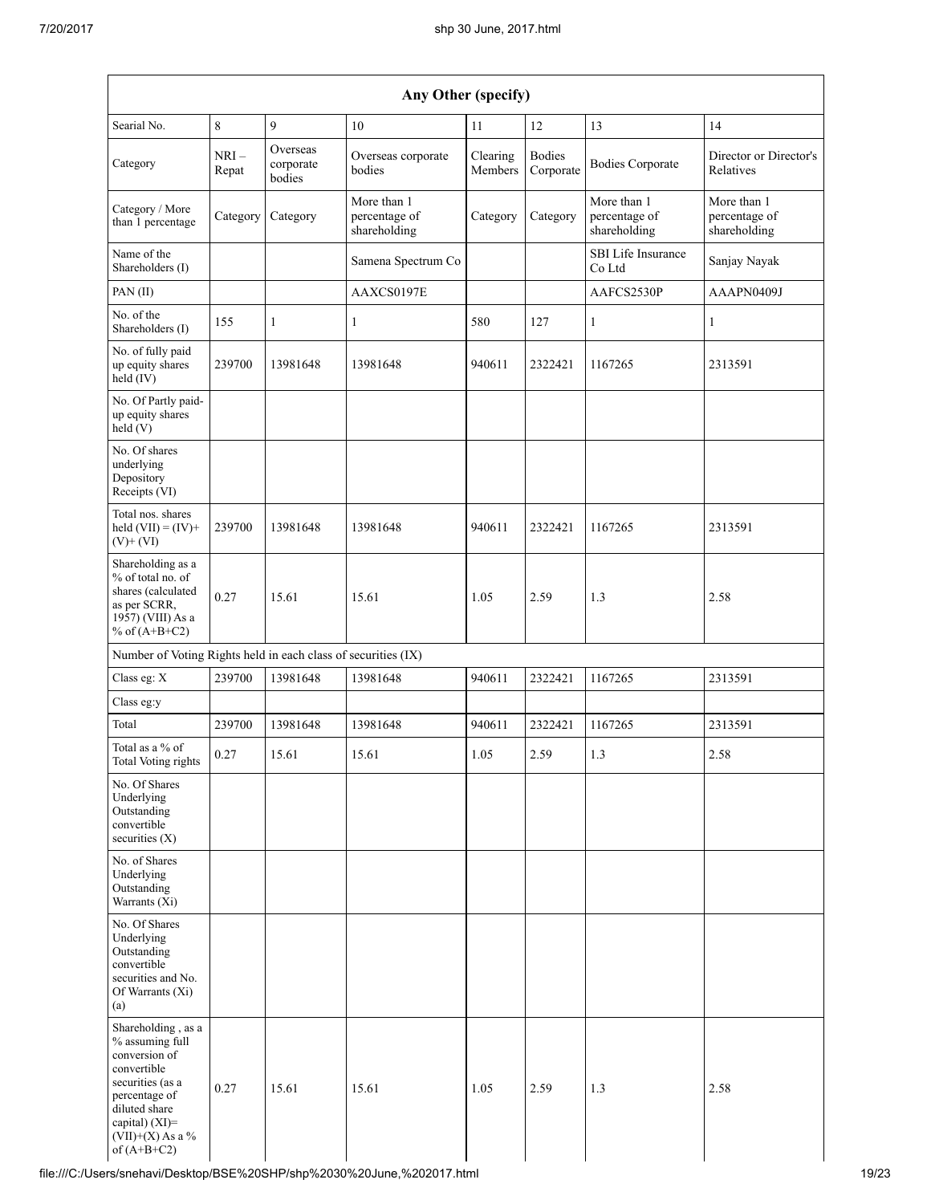| Any Other (specify) | | | | | | | |
|---|---|---|---|---|---|---|---|
| Searial No. | 8 | 9 | 10 | 11 | 12 | 13 | 14 |
| Category | NRI – Repat | Overseas corporate bodies | Overseas corporate bodies | Clearing Members | Bodies Corporate | Bodies Corporate | Director or Director's Relatives |
| Category / More than 1 percentage | Category | Category | More than 1 percentage of shareholding | Category | Category | More than 1 percentage of shareholding | More than 1 percentage of shareholding |
| Name of the Shareholders (I) | | | Samena Spectrum Co | | | SBI Life Insurance Co Ltd | Sanjay Nayak |
| PAN (II) | | | AAXCS0197E | | | AAFCS2530P | AAAPN0409J |
| No. of the Shareholders (I) | 155 | 1 | 1 | 580 | 127 | 1 | 1 |
| No. of fully paid up equity shares held (IV) | 239700 | 13981648 | 13981648 | 940611 | 2322421 | 1167265 | 2313591 |
| No. Of Partly paid-up equity shares held (V) | | | | | | | |
| No. Of shares underlying Depository Receipts (VI) | | | | | | | |
| Total nos. shares held (VII) = (IV)+ (V)+ (VI) | 239700 | 13981648 | 13981648 | 940611 | 2322421 | 1167265 | 2313591 |
| Shareholding as a % of total no. of shares (calculated as per SCRR, 1957) (VIII) As a % of (A+B+C2) | 0.27 | 15.61 | 15.61 | 1.05 | 2.59 | 1.3 | 2.58 |
| Number of Voting Rights held in each class of securities (IX) | | | | | | | |
| Class eg: X | 239700 | 13981648 | 13981648 | 940611 | 2322421 | 1167265 | 2313591 |
| Class eg:y | | | | | | | |
| Total | 239700 | 13981648 | 13981648 | 940611 | 2322421 | 1167265 | 2313591 |
| Total as a % of Total Voting rights | 0.27 | 15.61 | 15.61 | 1.05 | 2.59 | 1.3 | 2.58 |
| No. Of Shares Underlying Outstanding convertible securities (X) | | | | | | | |
| No. of Shares Underlying Outstanding Warrants (Xi) | | | | | | | |
| No. Of Shares Underlying Outstanding convertible securities and No. Of Warrants (Xi) (a) | | | | | | | |
| Shareholding , as a % assuming full conversion of convertible securities (as a percentage of diluted share capital) (XI)= (VII)+(X) As a % of (A+B+C2) | 0.27 | 15.61 | 15.61 | 1.05 | 2.59 | 1.3 | 2.58 |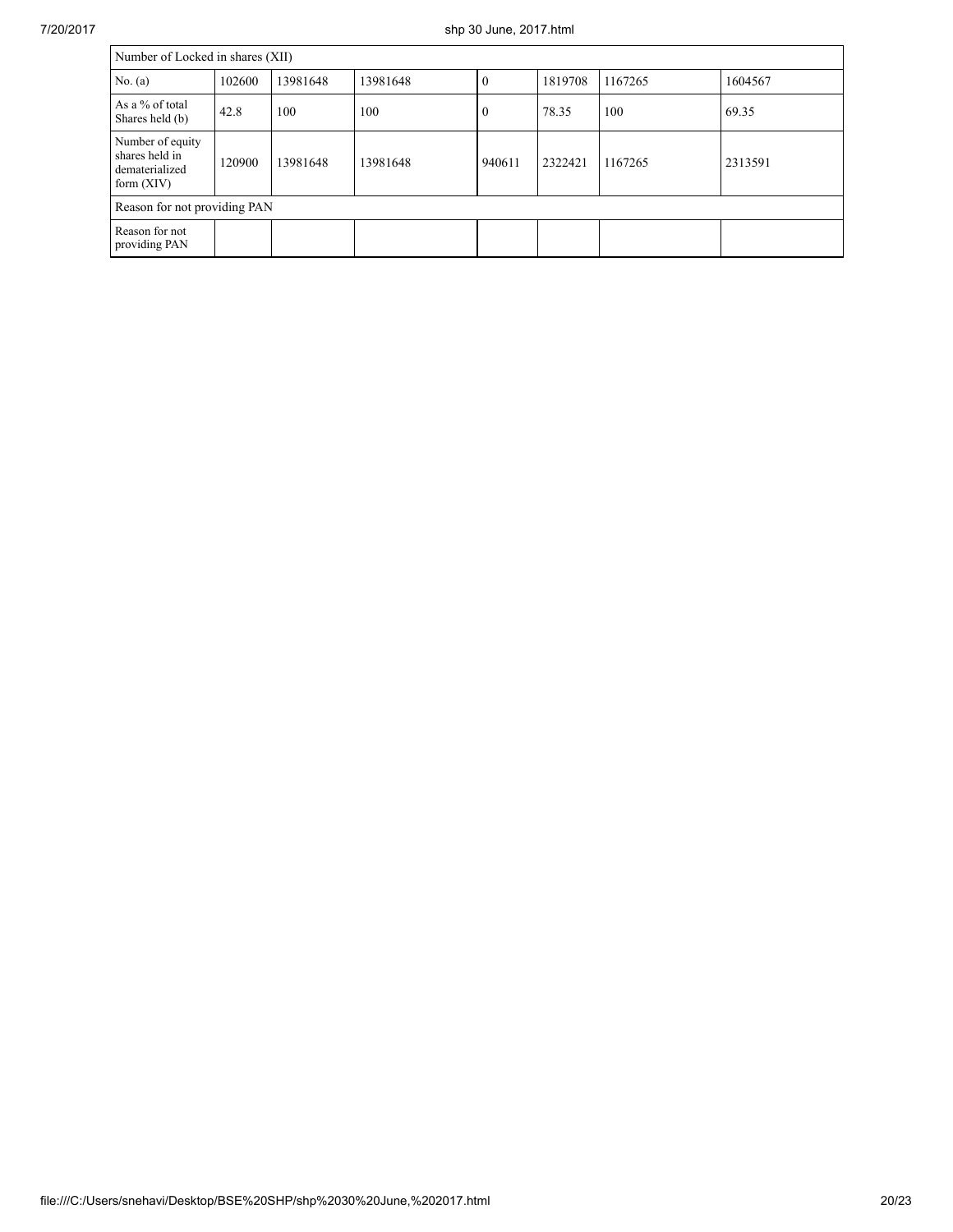| | | | | | | | |
|---|---|---|---|---|---|---|---|
| Number of Locked in shares (XII) | | | | | | | |
| No. (a) | 102600 | 13981648 | 13981648 | 0 | 1819708 | 1167265 | 1604567 |
| As a % of total Shares held (b) | 42.8 | 100 | 100 | 0 | 78.35 | 100 | 69.35 |
| Number of equity shares held in dematerialized form (XIV) | 120900 | 13981648 | 13981648 | 940611 | 2322421 | 1167265 | 2313591 |
| Reason for not providing PAN | | | | | | | |
| Reason for not providing PAN | | | | | | | |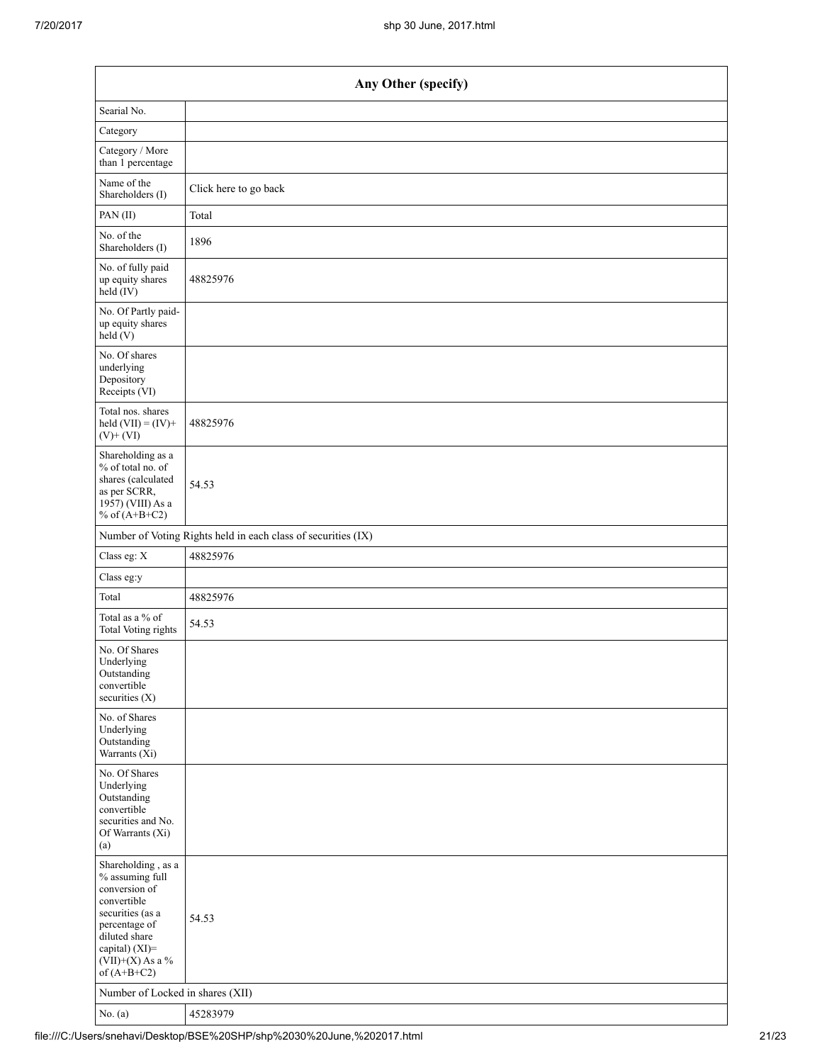| Any Other (specify) | |
|---|---|
| Searial No. | |
| Category | |
| Category / More than 1 percentage | |
| Name of the Shareholders (I) | Click here to go back |
| PAN (II) | Total |
| No. of the Shareholders (I) | 1896 |
| No. of fully paid up equity shares held (IV) | 48825976 |
| No. Of Partly paid-up equity shares held (V) | |
| No. Of shares underlying Depository Receipts (VI) | |
| Total nos. shares held (VII) = (IV)+ (V)+ (VI) | 48825976 |
| Shareholding as a % of total no. of shares (calculated as per SCRR, 1957) (VIII) As a % of (A+B+C2) | 54.53 |
| Number of Voting Rights held in each class of securities (IX) | |
| Class eg: X | 48825976 |
| Class eg:y | |
| Total | 48825976 |
| Total as a % of Total Voting rights | 54.53 |
| No. Of Shares Underlying Outstanding convertible securities (X) | |
| No. of Shares Underlying Outstanding Warrants (Xi) | |
| No. Of Shares Underlying Outstanding convertible securities and No. Of Warrants (Xi) (a) | |
| Shareholding , as a % assuming full conversion of convertible securities (as a percentage of diluted share capital) (XI)= (VII)+(X) As a % of (A+B+C2) | 54.53 |
| Number of Locked in shares (XII) | |
| No. (a) | 45283979 |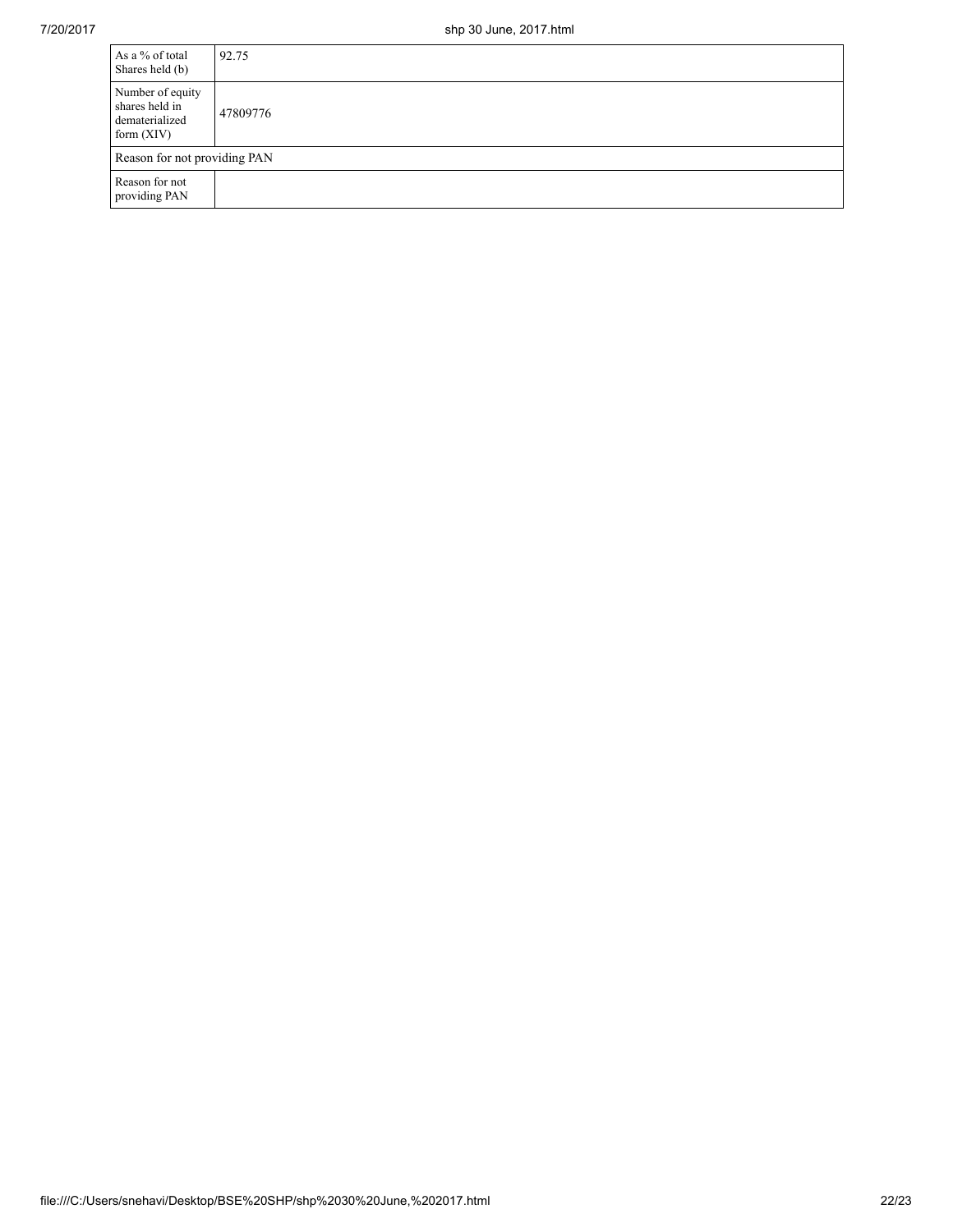| | |
|---|---|
| As a % of total Shares held (b) | 92.75 |
| Number of equity shares held in dematerialized form (XIV) | 47809776 |
| Reason for not providing PAN | |
| Reason for not providing PAN | |